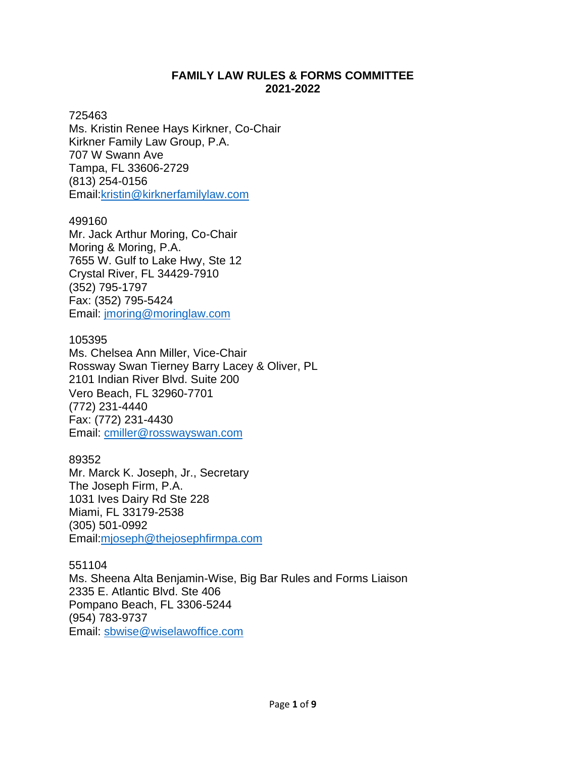**FAMILY LAW RULES & FORMS COMMITTEE**
**2021-2022**

725463
Ms. Kristin Renee Hays Kirkner, Co-Chair
Kirkner Family Law Group, P.A.
707 W Swann Ave
Tampa, FL 33606-2729
(813) 254-0156
Email:kristin@kirknerfamilylaw.com

499160
Mr. Jack Arthur Moring, Co-Chair
Moring & Moring, P.A.
7655 W. Gulf to Lake Hwy, Ste 12
Crystal River, FL 34429-7910
(352) 795-1797
Fax: (352) 795-5424
Email: jmoring@moringlaw.com

105395
Ms. Chelsea Ann Miller, Vice-Chair
Rossway Swan Tierney Barry Lacey & Oliver, PL
2101 Indian River Blvd. Suite 200
Vero Beach, FL 32960-7701
(772) 231-4440
Fax: (772) 231-4430
Email: cmiller@rosswayswan.com

89352
Mr. Marck K. Joseph, Jr., Secretary
The Joseph Firm, P.A.
1031 Ives Dairy Rd Ste 228
Miami, FL 33179-2538
(305) 501-0992
Email:mjoseph@thejosephfirmpa.com

551104
Ms. Sheena Alta Benjamin-Wise, Big Bar Rules and Forms Liaison
2335 E. Atlantic Blvd. Ste 406
Pompano Beach, FL 3306-5244
(954) 783-9737
Email: sbwise@wiselawoffice.com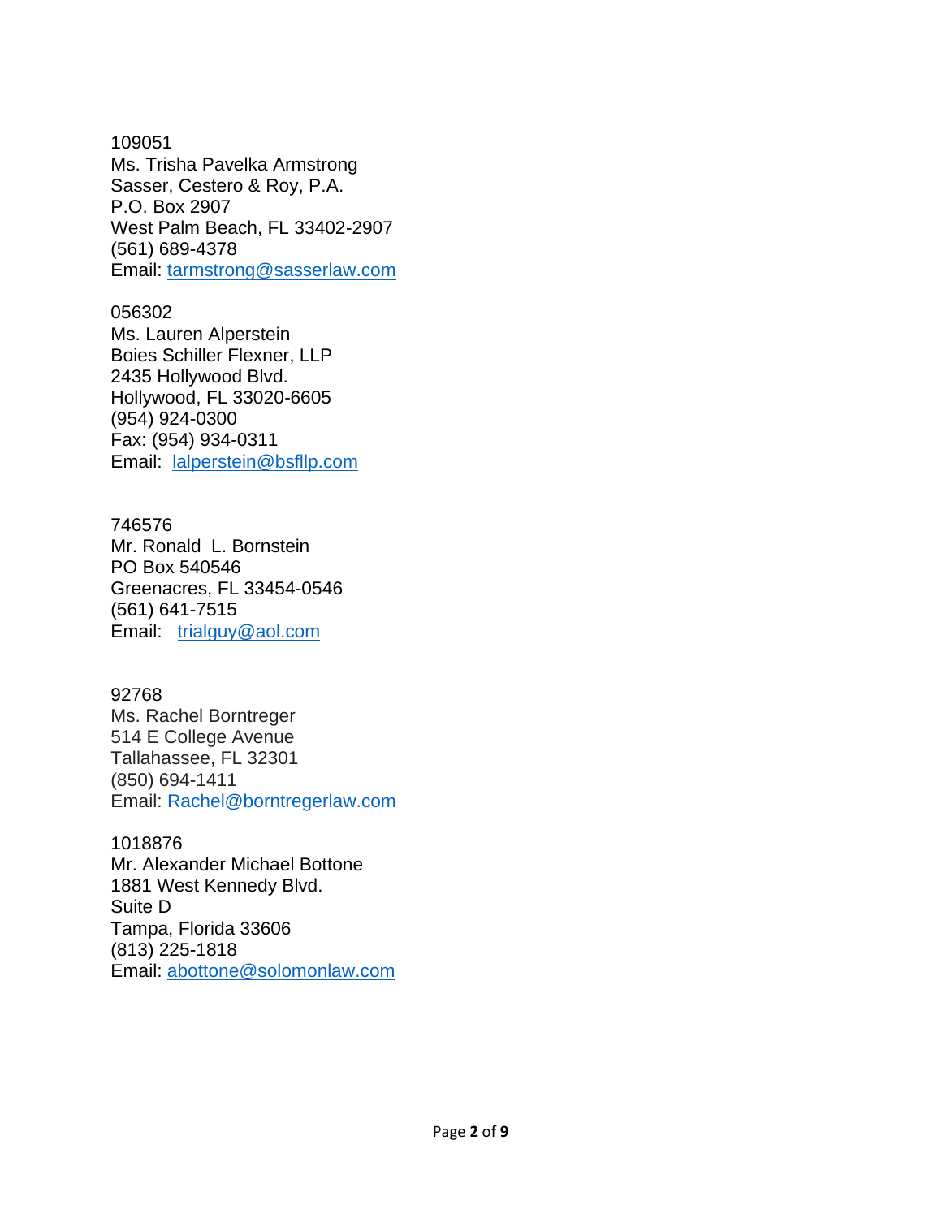109051
Ms. Trisha Pavelka Armstrong
Sasser, Cestero & Roy, P.A.
P.O. Box 2907
West Palm Beach, FL 33402-2907
(561) 689-4378
Email: tarmstrong@sasserlaw.com

056302
Ms. Lauren Alperstein
Boies Schiller Flexner, LLP
2435 Hollywood Blvd.
Hollywood, FL 33020-6605
(954) 924-0300
Fax: (954) 934-0311
Email: lalperstein@bsfllp.com

746576
Mr. Ronald L. Bornstein
PO Box 540546
Greenacres, FL 33454-0546
(561) 641-7515
Email: trialguy@aol.com

92768
Ms. Rachel Borntreger
514 E College Avenue
Tallahassee, FL 32301
(850) 694-1411
Email: Rachel@borntregerlaw.com

1018876
Mr. Alexander Michael Bottone
1881 West Kennedy Blvd.
Suite D
Tampa, Florida 33606
(813) 225-1818
Email: abottone@solomonlaw.com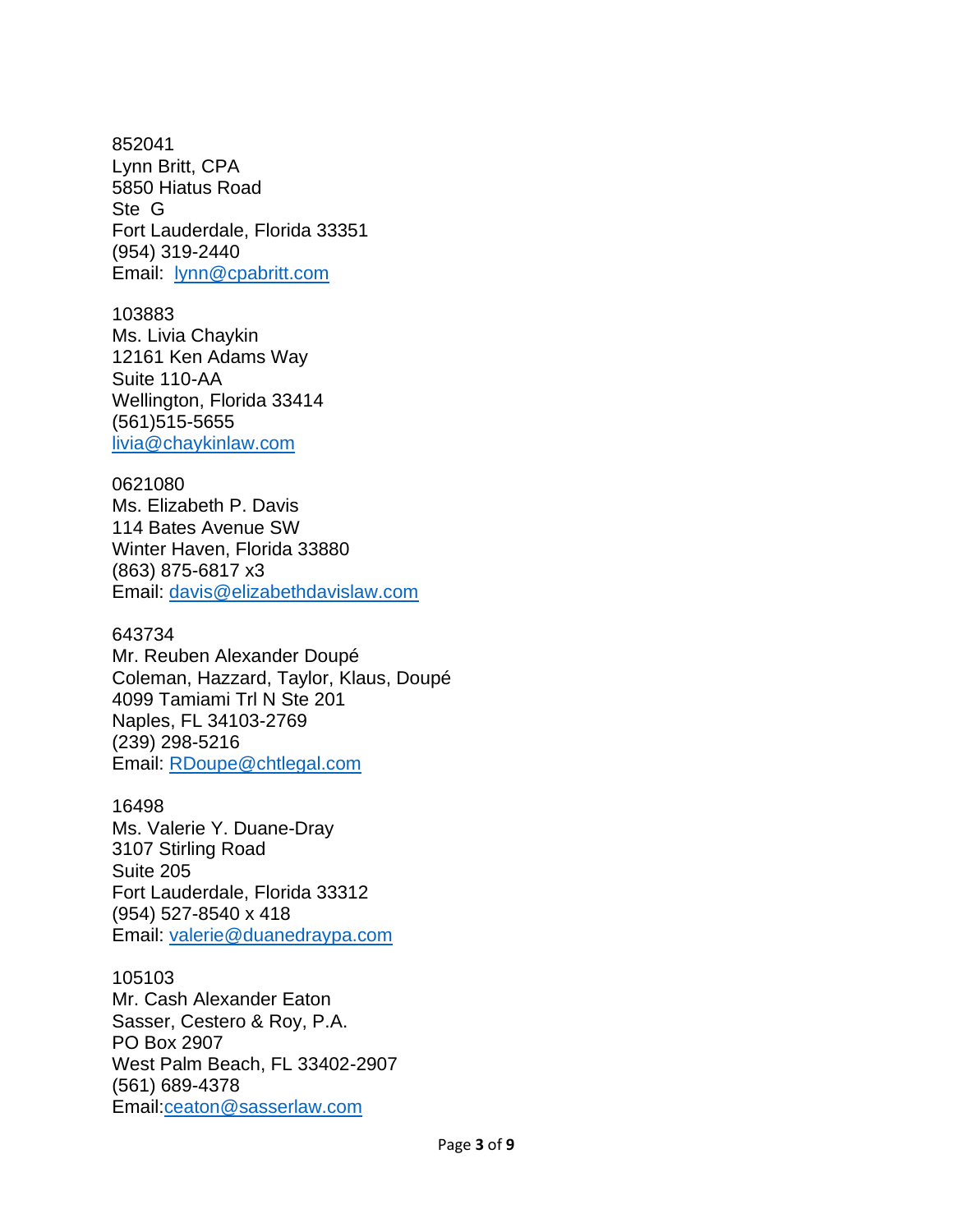852041
Lynn Britt, CPA
5850 Hiatus Road
Ste G
Fort Lauderdale, Florida 33351
(954) 319-2440
Email: lynn@cpabritt.com

103883
Ms. Livia Chaykin
12161 Ken Adams Way
Suite 110-AA
Wellington, Florida 33414
(561)515-5655
livia@chaykinlaw.com

0621080
Ms. Elizabeth P. Davis
114 Bates Avenue SW
Winter Haven, Florida 33880
(863) 875-6817 x3
Email: davis@elizabethdavislaw.com

643734
Mr. Reuben Alexander Doupé
Coleman, Hazzard, Taylor, Klaus, Doupé
4099 Tamiami Trl N Ste 201
Naples, FL 34103-2769
(239) 298-5216
Email: RDoupe@chtlegal.com

16498
Ms. Valerie Y. Duane-Dray
3107 Stirling Road
Suite 205
Fort Lauderdale, Florida 33312
(954) 527-8540 x 418
Email: valerie@duanedraypa.com

105103
Mr. Cash Alexander Eaton
Sasser, Cestero & Roy, P.A.
PO Box 2907
West Palm Beach, FL 33402-2907
(561) 689-4378
Email:ceaton@sasserlaw.com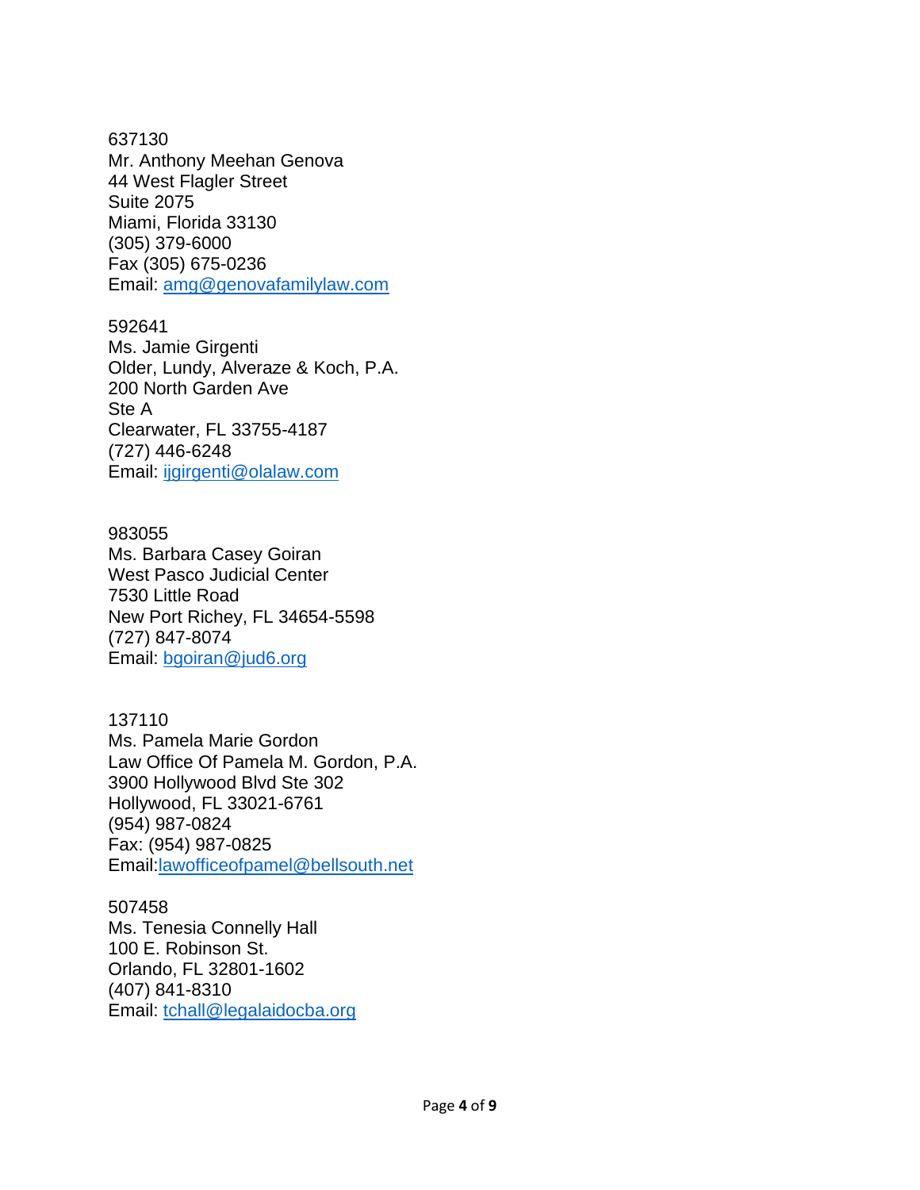637130
Mr. Anthony Meehan Genova
44 West Flagler Street
Suite 2075
Miami, Florida 33130
(305) 379-6000
Fax (305) 675-0236
Email: amg@genovafamilylaw.com

592641
Ms. Jamie Girgenti
Older, Lundy, Alveraze & Koch, P.A.
200 North Garden Ave
Ste A
Clearwater, FL 33755-4187
(727) 446-6248
Email: ijgirgenti@olalaw.com

983055
Ms. Barbara Casey Goiran
West Pasco Judicial Center
7530 Little Road
New Port Richey, FL 34654-5598
(727) 847-8074
Email: bgoiran@jud6.org

137110
Ms. Pamela Marie Gordon
Law Office Of Pamela M. Gordon, P.A.
3900 Hollywood Blvd Ste 302
Hollywood, FL 33021-6761
(954) 987-0824
Fax: (954) 987-0825
Email:lawofficeofpamel@bellsouth.net

507458
Ms. Tenesia Connelly Hall
100 E. Robinson St.
Orlando, FL 32801-1602
(407) 841-8310
Email: tchall@legalaidocba.org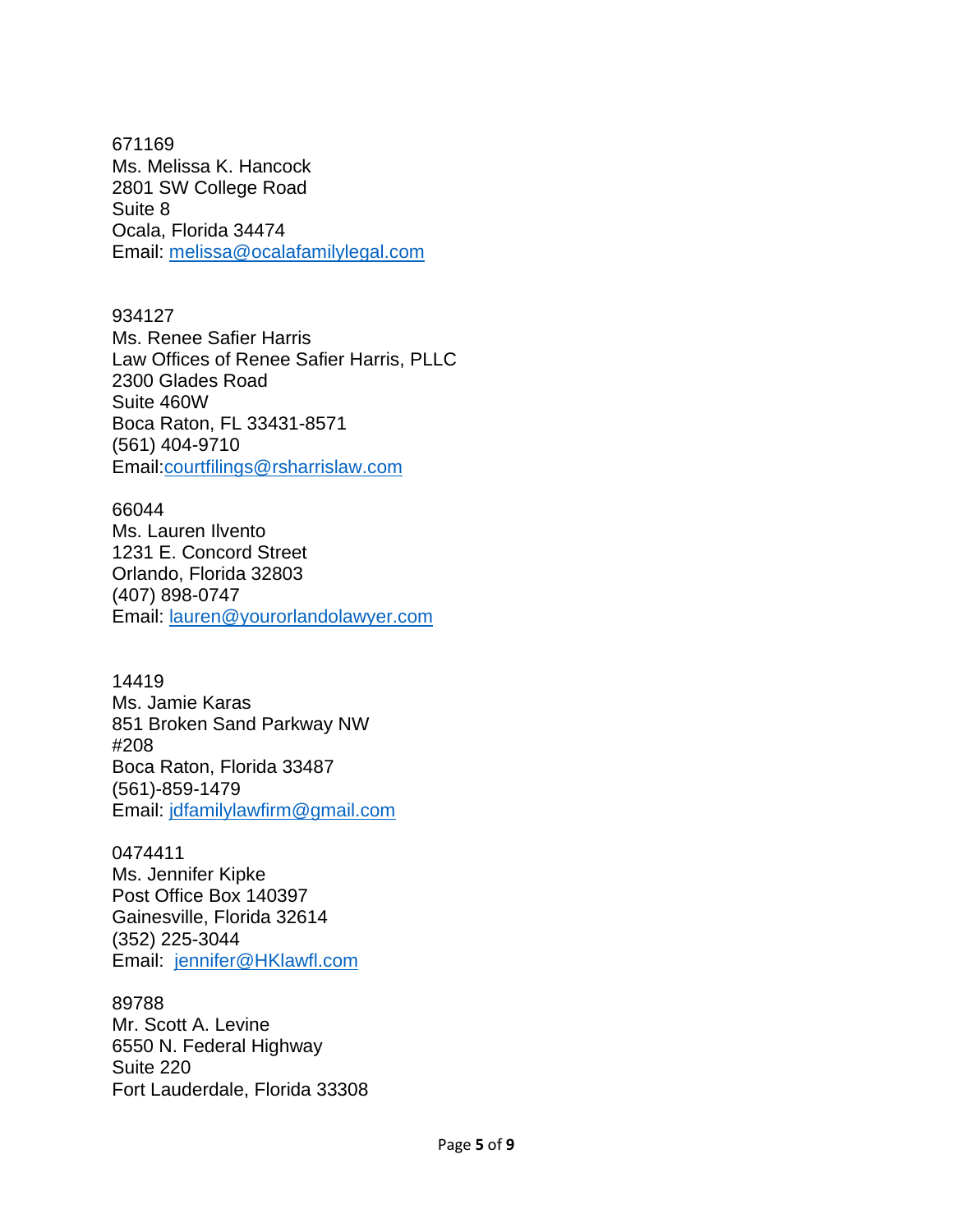671169
Ms. Melissa K. Hancock
2801 SW College Road
Suite 8
Ocala, Florida 34474
Email: melissa@ocalafamilylegal.com

934127
Ms. Renee Safier Harris
Law Offices of Renee Safier Harris, PLLC
2300 Glades Road
Suite 460W
Boca Raton, FL 33431-8571
(561) 404-9710
Email:courtfilings@rsharrislaw.com

66044
Ms. Lauren Ilvento
1231 E. Concord Street
Orlando, Florida 32803
(407) 898-0747
Email: lauren@yourorlandolawyer.com

14419
Ms. Jamie Karas
851 Broken Sand Parkway NW
#208
Boca Raton, Florida 33487
(561)-859-1479
Email: jdfamilylawfirm@gmail.com

0474411
Ms. Jennifer Kipke
Post Office Box 140397
Gainesville, Florida 32614
(352) 225-3044
Email: jennifer@HKlawfl.com

89788
Mr. Scott A. Levine
6550 N. Federal Highway
Suite 220
Fort Lauderdale, Florida 33308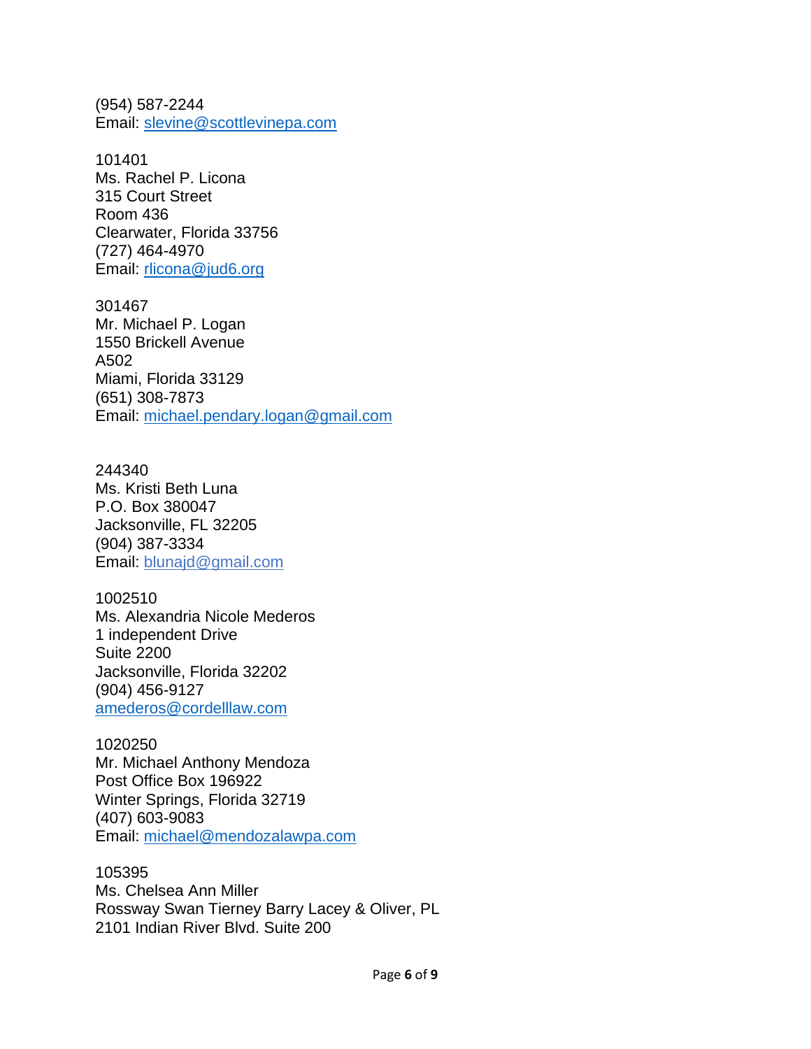(954) 587-2244
Email: slevine@scottlevinepa.com

101401
Ms. Rachel P. Licona
315 Court Street
Room 436
Clearwater, Florida 33756
(727) 464-4970
Email: rlicona@jud6.org

301467
Mr. Michael P. Logan
1550 Brickell Avenue
A502
Miami, Florida 33129
(651) 308-7873
Email: michael.pendary.logan@gmail.com

244340
Ms. Kristi Beth Luna
P.O. Box 380047
Jacksonville, FL 32205
(904) 387-3334
Email: blunajd@gmail.com

1002510
Ms. Alexandria Nicole Mederos
1 independent Drive
Suite 2200
Jacksonville, Florida 32202
(904) 456-9127
amederos@cordelllaw.com

1020250
Mr. Michael Anthony Mendoza
Post Office Box 196922
Winter Springs, Florida 32719
(407) 603-9083
Email: michael@mendozalawpa.com

105395
Ms. Chelsea Ann Miller
Rossway Swan Tierney Barry Lacey & Oliver, PL
2101 Indian River Blvd. Suite 200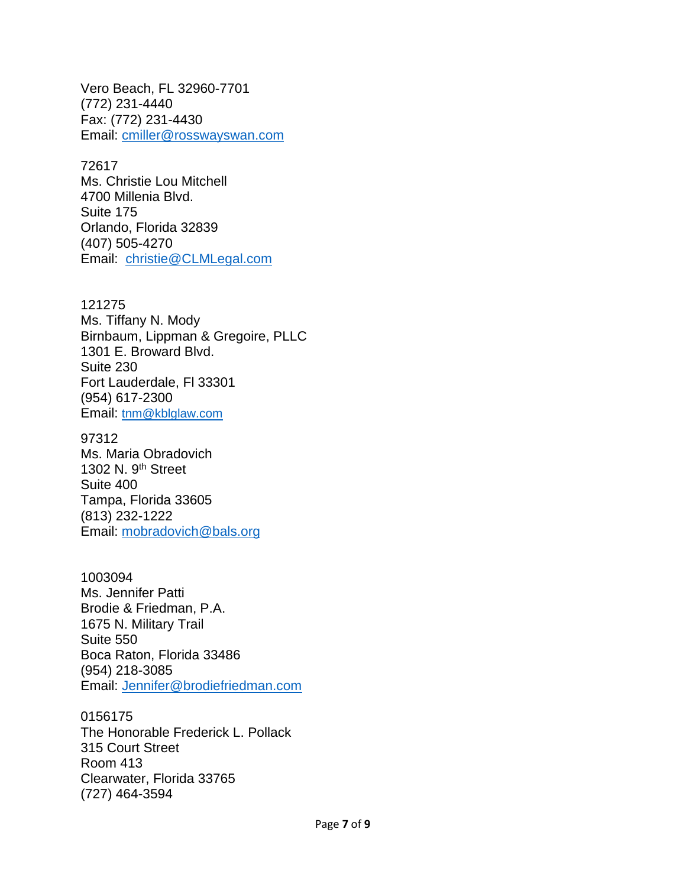Vero Beach, FL 32960-7701
(772) 231-4440
Fax: (772) 231-4430
Email: cmiller@rosswayswan.com

72617
Ms. Christie Lou Mitchell
4700 Millenia Blvd.
Suite 175
Orlando, Florida 32839
(407) 505-4270
Email: christie@CLMLegal.com

121275
Ms. Tiffany N. Mody
Birnbaum, Lippman & Gregoire, PLLC
1301 E. Broward Blvd.
Suite 230
Fort Lauderdale, Fl 33301
(954) 617-2300
Email: tnm@kblglaw.com

97312
Ms. Maria Obradovich
1302 N. 9th Street
Suite 400
Tampa, Florida 33605
(813) 232-1222
Email: mobradovich@bals.org

1003094
Ms. Jennifer Patti
Brodie & Friedman, P.A.
1675 N. Military Trail
Suite 550
Boca Raton, Florida 33486
(954) 218-3085
Email: Jennifer@brodiefriedman.com

0156175
The Honorable Frederick L. Pollack
315 Court Street
Room 413
Clearwater, Florida 33765
(727) 464-3594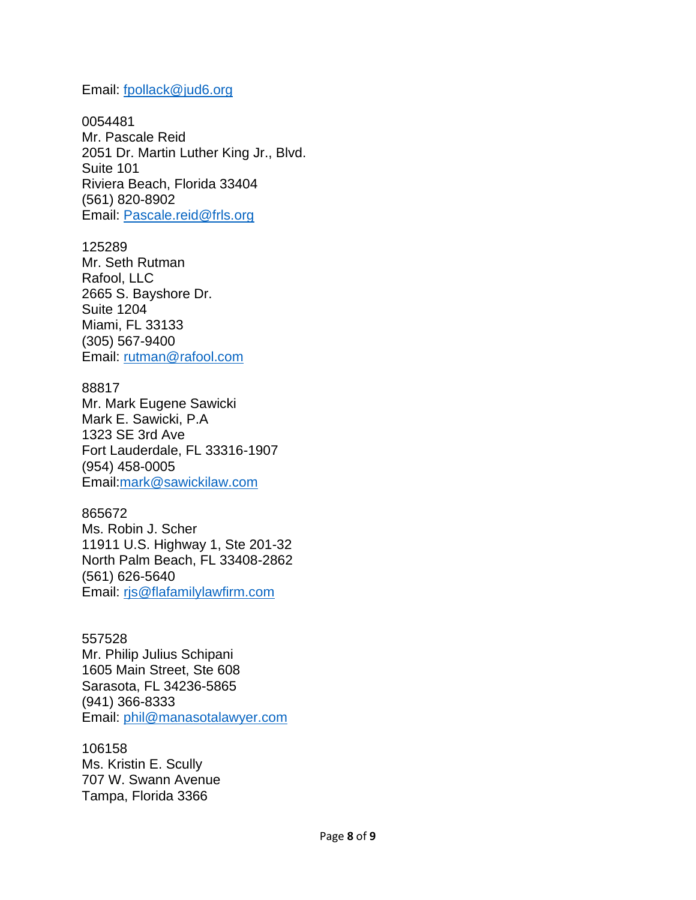Email: fpollack@jud6.org

0054481
Mr. Pascale Reid
2051 Dr. Martin Luther King Jr., Blvd.
Suite 101
Riviera Beach, Florida 33404
(561) 820-8902
Email: Pascale.reid@frls.org

125289
Mr. Seth Rutman
Rafool, LLC
2665 S. Bayshore Dr.
Suite 1204
Miami, FL 33133
(305) 567-9400
Email: rutman@rafool.com

88817
Mr. Mark Eugene Sawicki
Mark E. Sawicki, P.A
1323 SE 3rd Ave
Fort Lauderdale, FL 33316-1907
(954) 458-0005
Email:mark@sawickilaw.com

865672
Ms. Robin J. Scher
11911 U.S. Highway 1, Ste 201-32
North Palm Beach, FL 33408-2862
(561) 626-5640
Email: rjs@flafamilylawfirm.com

557528
Mr. Philip Julius Schipani
1605 Main Street, Ste 608
Sarasota, FL 34236-5865
(941) 366-8333
Email: phil@manasotalawyer.com

106158
Ms. Kristin E. Scully
707 W. Swann Avenue
Tampa, Florida 3366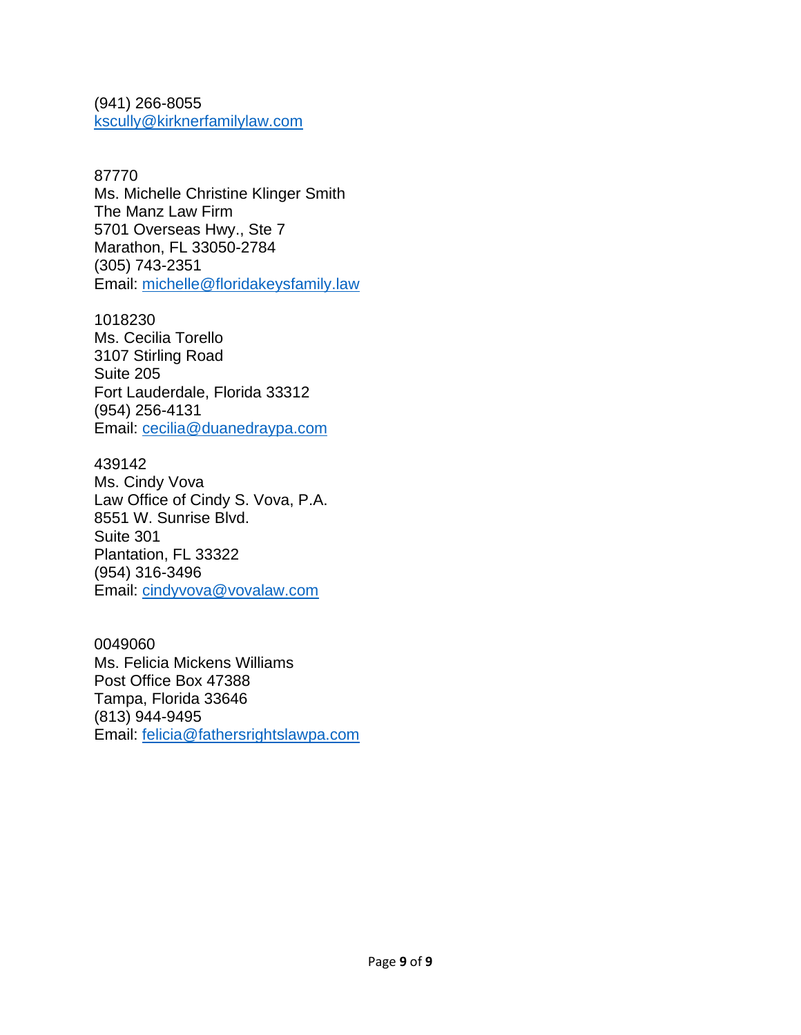(941) 266-8055
kscully@kirknerfamilylaw.com

87770
Ms. Michelle Christine Klinger Smith
The Manz Law Firm
5701 Overseas Hwy., Ste 7
Marathon, FL 33050-2784
(305) 743-2351
Email: michelle@floridakeysfamily.law

1018230
Ms. Cecilia Torello
3107 Stirling Road
Suite 205
Fort Lauderdale, Florida 33312
(954) 256-4131
Email: cecilia@duanedraypa.com

439142
Ms. Cindy Vova
Law Office of Cindy S. Vova, P.A.
8551 W. Sunrise Blvd.
Suite 301
Plantation, FL 33322
(954) 316-3496
Email: cindyvova@vovalaw.com

0049060
Ms. Felicia Mickens Williams
Post Office Box 47388
Tampa, Florida 33646
(813) 944-9495
Email: felicia@fathersrightslawpa.com